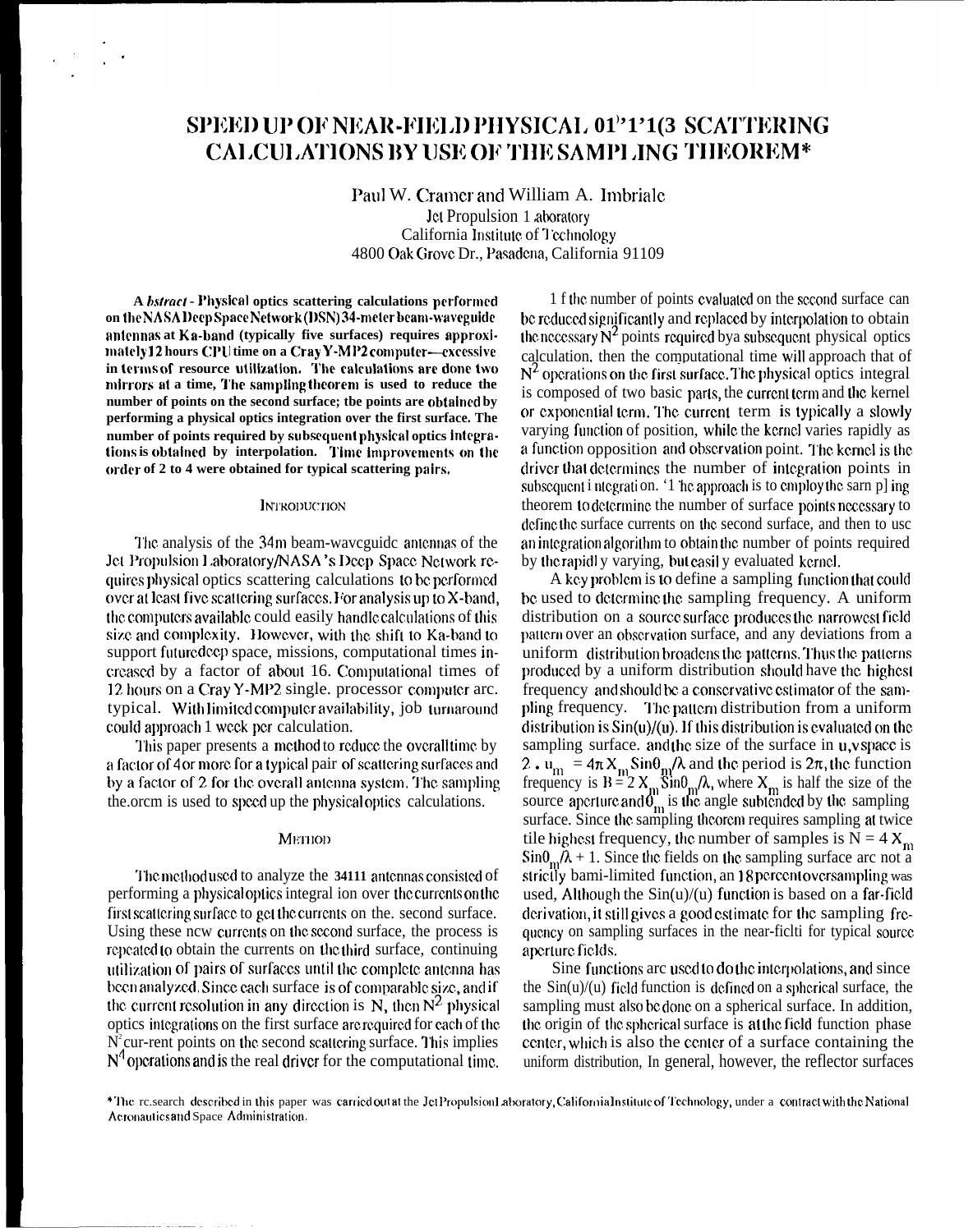# SPEED UP OF NEAR-FIELD PHYSICAL OPTICS SCATTERING CALCULATIONS BY USE OF THE SAMPLING THEOREM*

Paul W. Cramer and William A. Imbriale
Jet Propulsion Laboratory
California Institute of Technology
4800 Oak Grove Dr., Pasadena, California 91109

**Abstract - Physical optics scattering calculations performed on the NASA Deep Space Network (DSN) 34-meter beam-waveguide antennas at Ka-band (typically five surfaces) requires approximately 12 hours CPU time on a Cray Y-MP2 computer—excessive in terms of resource utilization. The calculations are done two mirrors at a time, The sampling theorem is used to reduce the number of points on the second surface; the points are obtained by performing a physical optics integration over the first surface. The number of points required by subsequent physical optics integrations is obtained by interpolation. Time improvements on the order of 2 to 4 were obtained for typical scattering pairs.**

## INTRODUCTION

The analysis of the 34m beam-waveguide antennas of the Jet Propulsion Laboratory/NASA's Deep Space Network requires physical optics scattering calculations to be performed over at least five scattering surfaces. For analysis up to X-band, the computers available could easily handle calculations of this size and complexity. However, with the shift to Ka-band to support future deep space, missions, computational times increased by a factor of about 16. Computational times of 12 hours on a Cray Y-MP2 single. processor computer are typical. With limited computer availability, job turnaround could approach 1 week per calculation.

This paper presents a method to reduce the overall time by a factor of 4 or more for a typical pair of scattering surfaces and by a factor of 2 for the overall antenna system. The sampling theorem is used to speed up the physical optics calculations.

## METHOD

The method used to analyze the 34m antennas consisted of performing a physical optics integration over the currents on the first scattering surface to get the currents on the. second surface. Using these new currents on the second surface, the process is repeated to obtain the currents on the third surface, continuing utilization of pairs of surfaces until the complete antenna has been analyzed. Since each surface is of comparable size, and if the current resolution in any direction is N, then $N^2$ physical optics integrations on the first surface are required for each of the $N^2$ current points on the second scattering surface. This implies $N^4$ operations and is the real driver for the computational time.

If the number of points evaluated on the second surface can be reduced significantly and replaced by interpolation to obtain the necessary $N^2$ points required by a subsequent physical optics calculation, then the computational time will approach that of $N^2$ operations on the first surface. The physical optics integral is composed of two basic parts, the current term and the kernel or exponential term. The current term is typically a slowly varying function of position, while the kernel varies rapidly as a function of position and observation point. The kernel is the driver that determines the number of integration points in subsequent integration. The approach is to employ the sampling theorem to determine the number of surface points necessary to define the surface currents on the second surface, and then to use an integration algorithm to obtain the number of points required by the rapidly varying, but easily evaluated kernel.

A key problem is to define a sampling function that could be used to determine the sampling frequency. A uniform distribution on a source surface produces the narrowest field pattern over an observation surface, and any deviations from a uniform distribution broadens the patterns. Thus the patterns produced by a uniform distribution should have the highest frequency and should be a conservative estimator of the sampling frequency. The pattern distribution from a uniform distribution is $\text{Sin}(u)/(u)$. If this distribution is evaluated on the sampling surface. and the size of the surface in u,v space is $2 \cdot u_m = 4\pi X_m \text{Sin}\theta_m/\lambda$ and the period is $2\pi$, the function frequency is $B = 2 X_m \text{Sin}\theta_m/\lambda$, where $X_m$ is half the size of the source aperture and $\theta_m$ is the angle subtended by the sampling surface. Since the sampling theorem requires sampling at twice the highest frequency, the number of samples is $N = 4 X_m \text{Sin}\theta_m/\lambda + 1$. Since the fields on the sampling surface are not a strictly band-limited function, an 18 percent oversampling was used, Although the $\text{Sin}(u)/(u)$ function is based on a far-field derivation, it still gives a good estimate for the sampling frequency on sampling surfaces in the near-field for typical source aperture fields.

Sine functions are used to do the interpolations, and since the $\text{Sin}(u)/(u)$ field function is defined on a spherical surface, the sampling must also be done on a spherical surface. In addition, the origin of the spherical surface is at the field function phase center, which is also the center of a surface containing the uniform distribution, In general, however, the reflector surfaces

*The research described in this paper was carried out at the Jet Propulsion Laboratory, California Institute of Technology, under a contract with the National Aeronautics and Space Administration.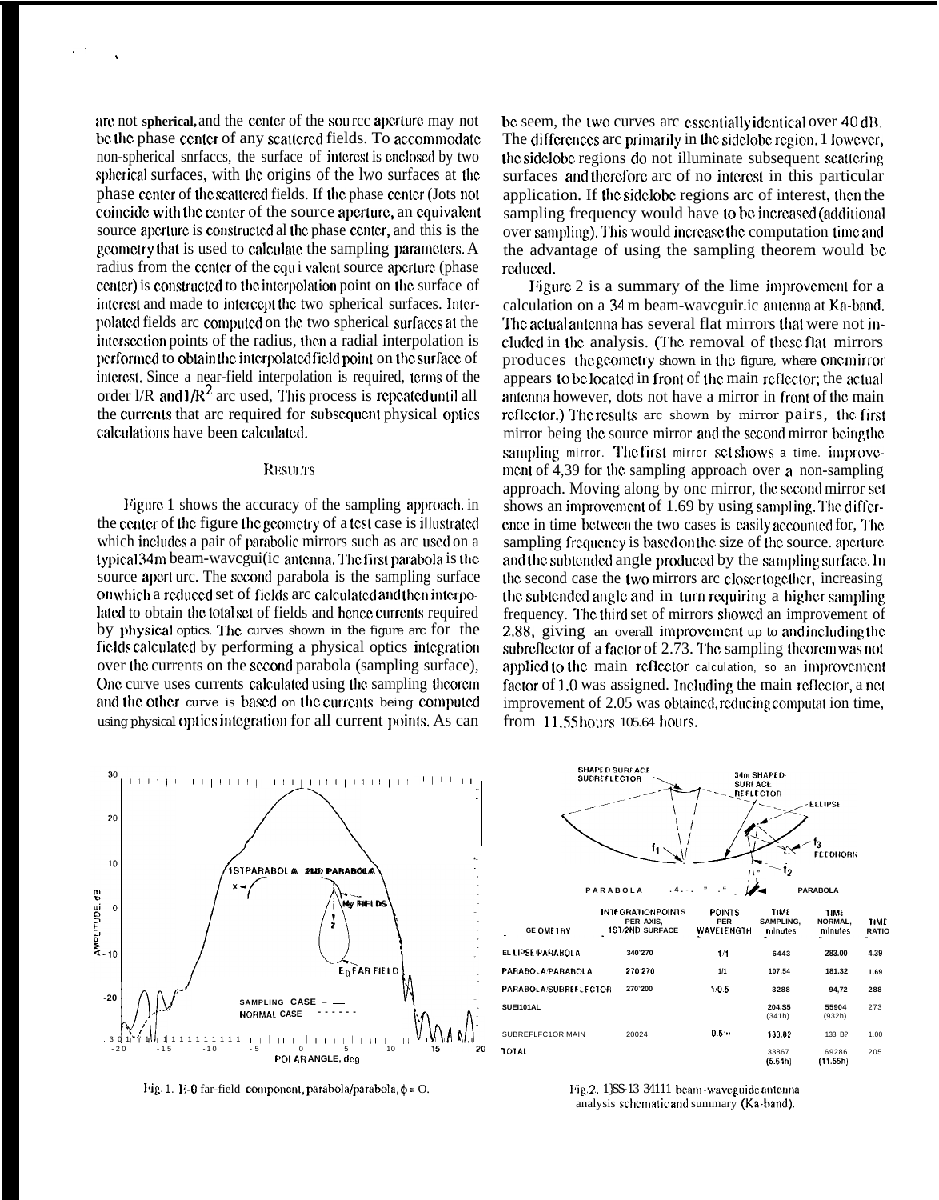are not spherical, and the center of the source aperture may not be the phase center of any scattered fields. To accommodate non-spherical surfaces, the surface of interest is enclosed by two spherical surfaces, with the origins of the two surfaces at the phase center of the scattered fields. If the phase center does not coincide with the center of the source aperture, an equivalent source aperture is constructed at the phase center, and this is the geometry that is used to calculate the sampling parameters. A radius from the center of the equivalent source aperture (phase center) is constructed to the interpolation point on the surface of interest and made to intercept the two spherical surfaces. Interpolated fields are computed on the two spherical surfaces at the intersection points of the radius, then a radial interpolation is performed to obtain the interpolated field point on the surface of interest. Since a near-field interpolation is required, terms of the order $1/R$ and $1/R^2$ are used. This process is repeated until all the currents that are required for subsequent physical optics calculations have been calculated.

## RESULTS

Figure 1 shows the accuracy of the sampling approach. in the center of the figure the geometry of a test case is illustrated which includes a pair of parabolic mirrors such as are used on a typical 34m beam-waveguide antenna. The first parabola is the source aperture. The second parabola is the sampling surface on which a reduced set of fields are calculated and then interpolated to obtain the total set of fields and hence currents required by physical optics. The curves shown in the figure are for the fields calculated by performing a physical optics integration over the currents on the second parabola (sampling surface), One curve uses currents calculated using the sampling theorem and the other curve is based on the currents being computed using physical optics integration for all current points. As can be seen, the two curves are essentially identical over 40 dB. The differences are primarily in the sidelobe region. However, the sidelobe regions do not illuminate subsequent scattering surfaces and therefore are of no interest in this particular application. If the sidelobe regions are of interest, then the sampling frequency would have to be increased (additional over sampling). This would increase the computation time and the advantage of using the sampling theorem would be reduced.

Figure 2 is a summary of the time improvement for a calculation on a 34 m beam-waveguide antenna at Ka-band. The actual antenna has several flat mirrors that were not included in the analysis. (The removal of these flat mirrors produces the geometry shown in the figure, where one mirror appears to be located in front of the main reflector; the actual antenna however, does not have a mirror in front of the main reflector.) The results are shown by mirror pairs, the first mirror being the source mirror and the second mirror being the sampling mirror. The first mirror set shows a time improvement of 4.39 for the sampling approach over a non-sampling approach. Moving along by one mirror, the second mirror set shows an improvement of 1.69 by using sampling. The difference in time between the two cases is easily accounted for, The sampling frequency is based on the size of the source. aperture and the subtended angle produced by the sampling surface. In the second case the two mirrors are closer together, increasing the subtended angle and in turn requiring a higher sampling frequency. The third set of mirrors showed an improvement of 2.88, giving an overall improvement up to and including the subreflector of a factor of 2.73. The sampling theorem was not applied to the main reflector calculation, so an improvement factor of 1.0 was assigned. Including the main reflector, a net improvement of 2.05 was obtained, reducing computation time, from 11.55 hours 105.64 hours.

30
20
10
0
-10
-20
-30
AMPLITUDE, dB
-20 -15 -10 -5 0 5 10 15 20
POLAR ANGLE, deg
1ST PARABOLA 2ND PARABOLA
x
z
My FIELDS
$E_\theta$ FAR FIELD
SAMPLING CASE
NORMAL CASE

Fig. 1. E-θ far-field component, parabola/parabola, $\phi$ = 0.

SHAPED SURFACE SUBREFLECTOR
34m SHAPED-SURFACE REFLECTOR
ELLIPSE
$f_1$
$f_2$
$f_3$
FEEDHORN
PARABOLA
PARABOLA

| GEOMETRY | INTEGRATION POINTS PER AXIS, 1ST/2ND SURFACE | POINTS PER WAVELENGTH | TIME SAMPLING, minutes | TIME NORMAL, minutes | TIME RATIO |
|---|---|---|---|---|---|
| ELLIPSE/PARABOLA | 340/270 | 1/1 | 6443 | 283.00 | 4.39 |
| PARABOLA/PARABOLA | 270/270 | 1/1 | 107.54 | 181.32 | 1.69 |
| PARABOLA/SUBREFLECTOR | 270/200 | 1/0.5 | 3288 | 94,72 | 288 |
| SUBTOTAL | | | 204.55 (341h) | 55904 (932h) | 273 |
| SUBREFLECTOR/MAIN | 20024 | 0.5/ | 133.82 | 133 B? | 1.00 |
| TOTAL | | | 33867 (5.64h) | 69286 (11.55h) | 205 |

Fig. 2. DSS-13 34m beam-waveguide antenna analysis schematic and summary (Ka-band).